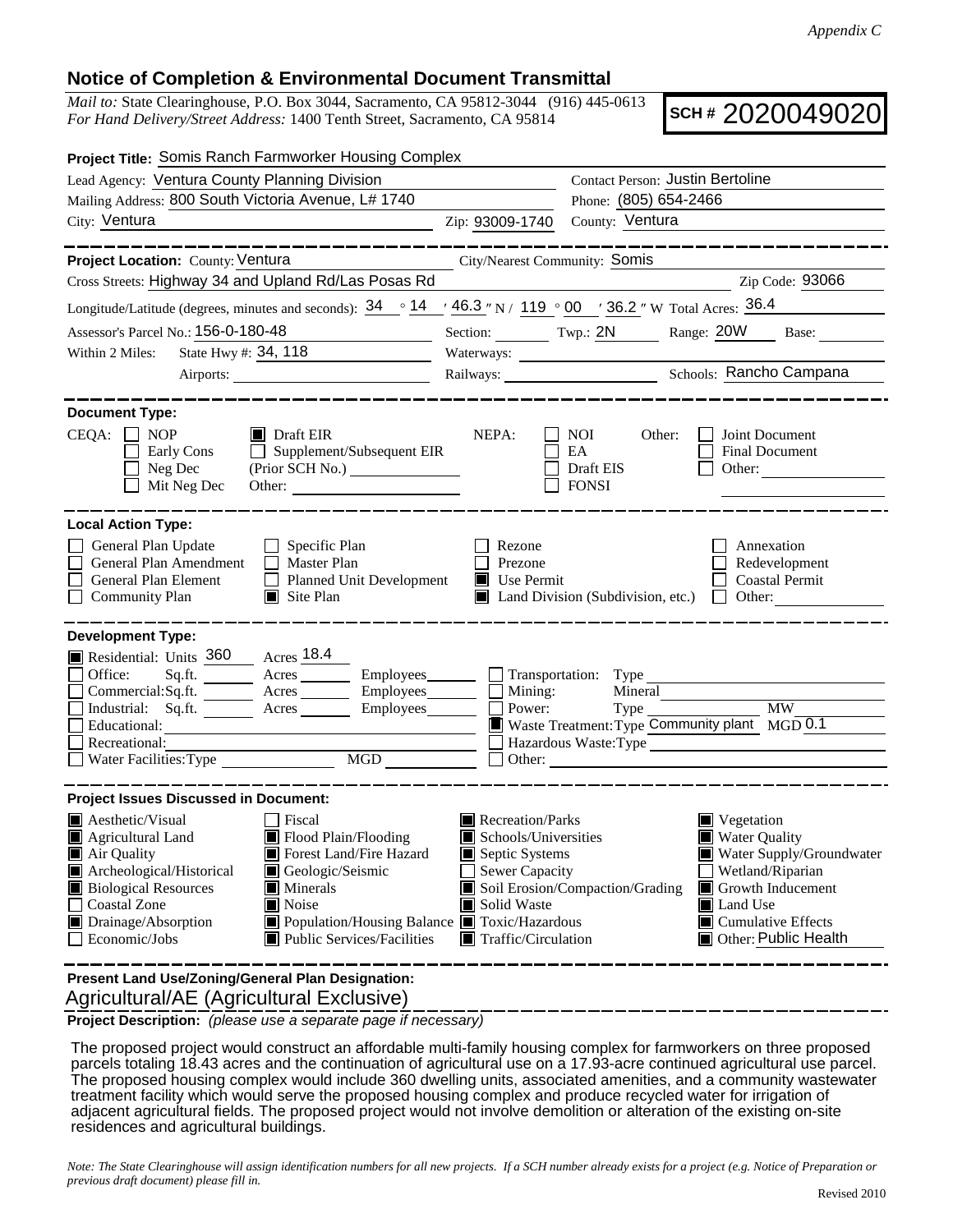*Appendix C*

## Notice of Completion & Environmental Document Transmittal

*Mail to:* State Clearinghouse, P.O. Box 3044, Sacramento, CA 95812-3044 (916) 445-0613
*For Hand Delivery/Street Address:* 1400 Tenth Street, Sacramento, CA 95814

**SCH #** 2020049020

**Project Title:** Somis Ranch Farmworker Housing Complex

Lead Agency: Ventura County Planning Division
Contact Person: Justin Bertoline
Mailing Address: 800 South Victoria Avenue, L# 1740
Phone: (805) 654-2466
City: Ventura
Zip: 93009-1740
County: Ventura

---

**Project Location:** County: Ventura
City/Nearest Community: Somis
Cross Streets: Highway 34 and Upland Rd/Las Posas Rd
Zip Code: 93066
Longitude/Latitude (degrees, minutes and seconds): 34 ° 14 ′ 46.3 ″ N / 119 ° 00 ′ 36.2 ″ W Total Acres: 36.4
Assessor's Parcel No.: 156-0-180-48
Section: Twp.: 2N Range: 20W Base:
Within 2 Miles: State Hwy #: 34, 118
Waterways:
Airports:
Railways:
Schools: Rancho Campana

---

**Document Type:**

CEQA: ☐ NOP ☐ Early Cons ☐ Neg Dec ☐ Mit Neg Dec ■ Draft EIR ☐ Supplement/Subsequent EIR (Prior SCH No.) Other:

NEPA: ☐ NOI ☐ EA ☐ Draft EIS ☐ FONSI

Other: ☐ Joint Document ☐ Final Document ☐ Other:

---

**Local Action Type:**

☐ General Plan Update
☐ General Plan Amendment
☐ General Plan Element
☐ Community Plan
☐ Specific Plan
☐ Master Plan
☐ Planned Unit Development
■ Site Plan
☐ Rezone
☐ Prezone
■ Use Permit
■ Land Division (Subdivision, etc.)
☐ Annexation
☐ Redevelopment
☐ Coastal Permit
☐ Other:

---

**Development Type:**

■ Residential: Units 360 Acres 18.4
☐ Office: Sq.ft. Acres Employees
☐ Commercial: Sq.ft. Acres Employees
☐ Industrial: Sq.ft. Acres Employees
☐ Educational:
☐ Recreational:
☐ Water Facilities: Type MGD
☐ Transportation: Type
☐ Mining: Mineral
☐ Power: Type MW
■ Waste Treatment: Type Community plant MGD 0.1
☐ Hazardous Waste: Type
☐ Other:

---

**Project Issues Discussed in Document:**

■ Aesthetic/Visual
■ Agricultural Land
■ Air Quality
■ Archeological/Historical
■ Biological Resources
☐ Coastal Zone
■ Drainage/Absorption
☐ Economic/Jobs
☐ Fiscal
■ Flood Plain/Flooding
■ Forest Land/Fire Hazard
■ Geologic/Seismic
■ Minerals
■ Noise
■ Population/Housing Balance
■ Public Services/Facilities
■ Recreation/Parks
■ Schools/Universities
■ Septic Systems
☐ Sewer Capacity
■ Soil Erosion/Compaction/Grading
■ Solid Waste
■ Toxic/Hazardous
■ Traffic/Circulation
■ Vegetation
■ Water Quality
■ Water Supply/Groundwater
☐ Wetland/Riparian
■ Growth Inducement
■ Land Use
■ Cumulative Effects
■ Other: Public Health

---

**Present Land Use/Zoning/General Plan Designation:**

Agricultural/AE (Agricultural Exclusive)

**Project Description:** *(please use a separate page if necessary)*

The proposed project would construct an affordable multi-family housing complex for farmworkers on three proposed parcels totaling 18.43 acres and the continuation of agricultural use on a 17.93-acre continued agricultural use parcel. The proposed housing complex would include 360 dwelling units, associated amenities, and a community wastewater treatment facility which would serve the proposed housing complex and produce recycled water for irrigation of adjacent agricultural fields. The proposed project would not involve demolition or alteration of the existing on-site residences and agricultural buildings.

*Note: The State Clearinghouse will assign identification numbers for all new projects. If a SCH number already exists for a project (e.g. Notice of Preparation or previous draft document) please fill in.*

Revised 2010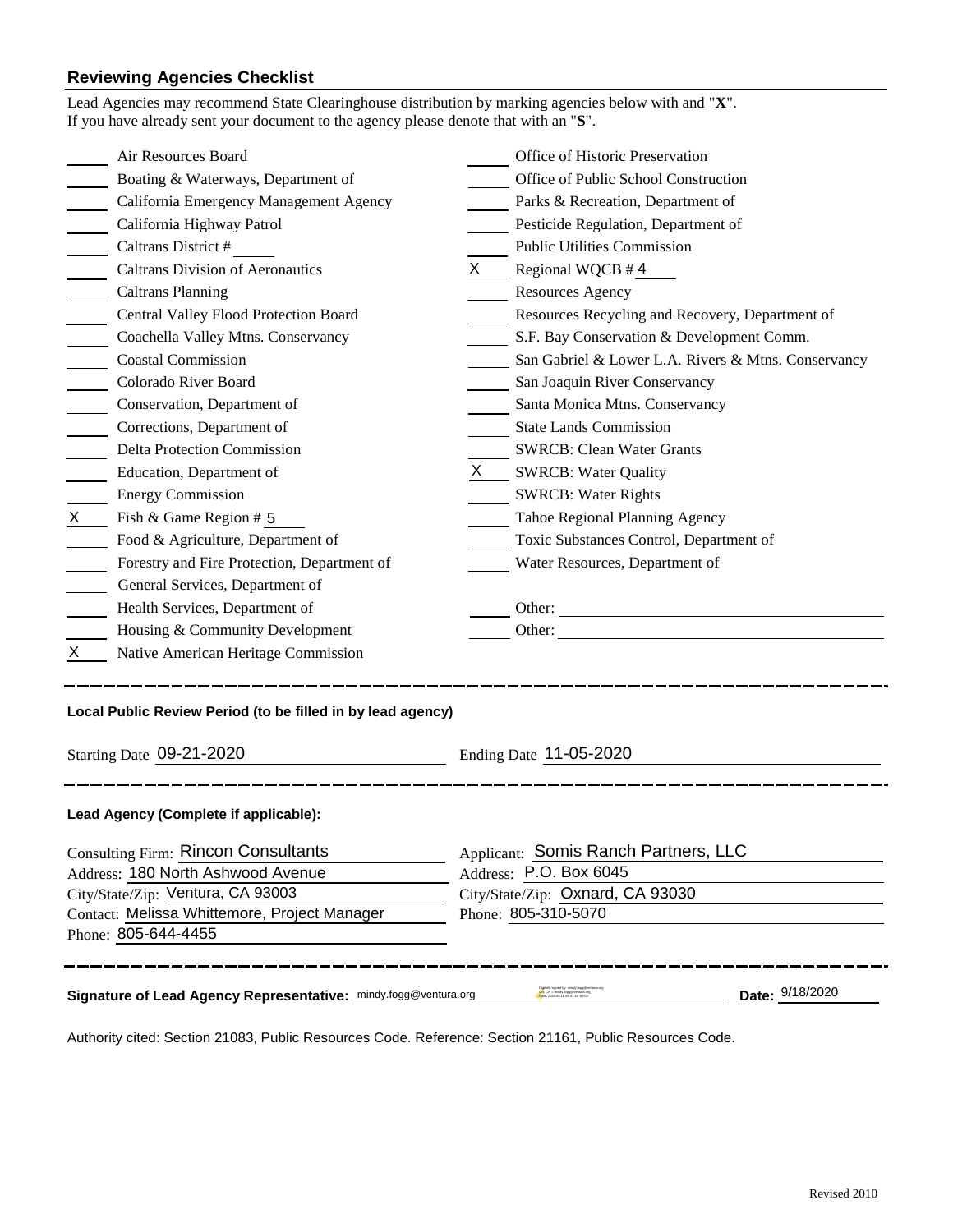## Reviewing Agencies Checklist

Lead Agencies may recommend State Clearinghouse distribution by marking agencies below with and "**X**".
If you have already sent your document to the agency please denote that with an "**S**".

| | | | |
|---|---|---|---|
| | Air Resources Board | | Office of Historic Preservation |
| | Boating & Waterways, Department of | | Office of Public School Construction |
| | California Emergency Management Agency | | Parks & Recreation, Department of |
| | California Highway Patrol | | Pesticide Regulation, Department of |
| | Caltrans District # | | Public Utilities Commission |
| | Caltrans Division of Aeronautics | X | Regional WQCB # 4 |
| | Caltrans Planning | | Resources Agency |
| | Central Valley Flood Protection Board | | Resources Recycling and Recovery, Department of |
| | Coachella Valley Mtns. Conservancy | | S.F. Bay Conservation & Development Comm. |
| | Coastal Commission | | San Gabriel & Lower L.A. Rivers & Mtns. Conservancy |
| | Colorado River Board | | San Joaquin River Conservancy |
| | Conservation, Department of | | Santa Monica Mtns. Conservancy |
| | Corrections, Department of | | State Lands Commission |
| | Delta Protection Commission | | SWRCB: Clean Water Grants |
| | Education, Department of | X | SWRCB: Water Quality |
| | Energy Commission | | SWRCB: Water Rights |
| X | Fish & Game Region # 5 | | Tahoe Regional Planning Agency |
| | Food & Agriculture, Department of | | Toxic Substances Control, Department of |
| | Forestry and Fire Protection, Department of | | Water Resources, Department of |
| | General Services, Department of | | |
| | Health Services, Department of | | Other: |
| | Housing & Community Development | | Other: |
| X | Native American Heritage Commission | | |

---

**Local Public Review Period (to be filled in by lead agency)**

Starting Date 09-21-2020 Ending Date 11-05-2020

---

**Lead Agency (Complete if applicable):**

Consulting Firm: Rincon Consultants
Address: 180 North Ashwood Avenue
City/State/Zip: Ventura, CA 93003
Contact: Melissa Whittemore, Project Manager
Phone: 805-644-4455

Applicant: Somis Ranch Partners, LLC
Address: P.O. Box 6045
City/State/Zip: Oxnard, CA 93030
Phone: 805-310-5070

---

**Signature of Lead Agency Representative:** mindy.fogg@ventura.org **Date:** 9/18/2020

Authority cited: Section 21083, Public Resources Code. Reference: Section 21161, Public Resources Code.

Revised 2010